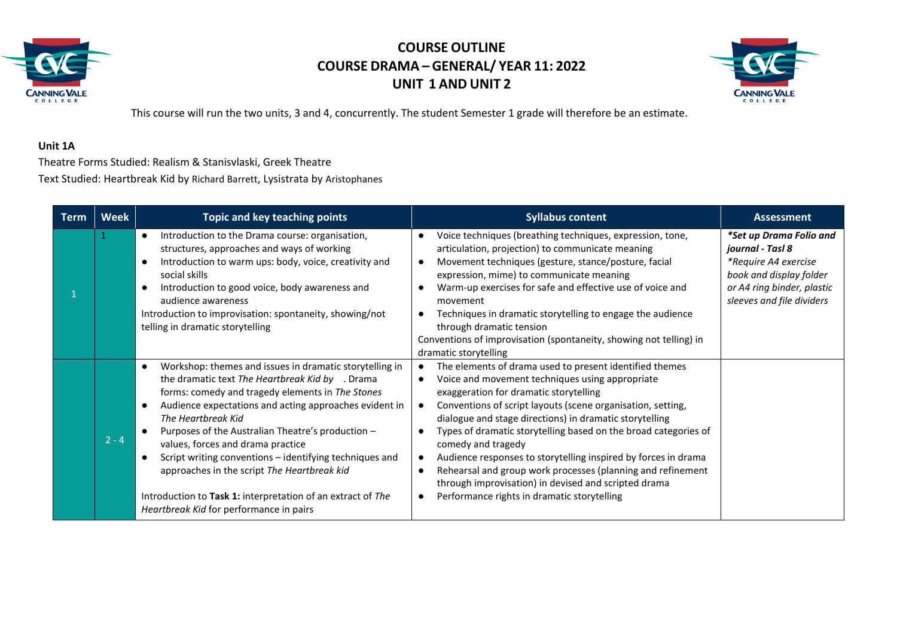# COURSE OUTLINE
# COURSE DRAMA – GENERAL/ YEAR 11: 2022
# UNIT 1 AND UNIT 2

This course will run the two units, 3 and 4, concurrently. The student Semester 1 grade will therefore be an estimate.

**Unit 1A**

Theatre Forms Studied: Realism & Stanisvlaski, Greek Theatre

Text Studied: Heartbreak Kid by Richard Barrett, Lysistrata by Aristophanes

| Term | Week | Topic and key teaching points | Syllabus content | Assessment |
|---|---|---|---|---|
| 1 | 1 | • Introduction to the Drama course: organisation, structures, approaches and ways of working<br>• Introduction to warm ups: body, voice, creativity and social skills<br>• Introduction to good voice, body awareness and audience awareness<br>Introduction to improvisation: spontaneity, showing/not telling in dramatic storytelling | • Voice techniques (breathing techniques, expression, tone, articulation, projection) to communicate meaning<br>• Movement techniques (gesture, stance/posture, facial expression, mime) to communicate meaning<br>• Warm-up exercises for safe and effective use of voice and movement<br>• Techniques in dramatic storytelling to engage the audience through dramatic tension<br>Conventions of improvisation (spontaneity, showing not telling) in dramatic storytelling | ***Set up Drama Folio and journal - Tasl 8**<br>**Require A4 exercise book and display folder or A4 ring binder, plastic sleeves and file dividers* |
| | 2 - 4 | • Workshop: themes and issues in dramatic storytelling in the dramatic text *The Heartbreak Kid by* . Drama forms: comedy and tragedy elements in *The Stones*<br>• Audience expectations and acting approaches evident in *The Heartbreak Kid*<br>• Purposes of the Australian Theatre's production – values, forces and drama practice<br>• Script writing conventions – identifying techniques and approaches in the script *The Heartbreak kid*<br><br>Introduction to **Task 1:** interpretation of an extract of *The Heartbreak Kid* for performance in pairs | • The elements of drama used to present identified themes<br>• Voice and movement techniques using appropriate exaggeration for dramatic storytelling<br>• Conventions of script layouts (scene organisation, setting, dialogue and stage directions) in dramatic storytelling<br>• Types of dramatic storytelling based on the broad categories of comedy and tragedy<br>• Audience responses to storytelling inspired by forces in drama<br>• Rehearsal and group work processes (planning and refinement through improvisation) in devised and scripted drama<br>• Performance rights in dramatic storytelling | |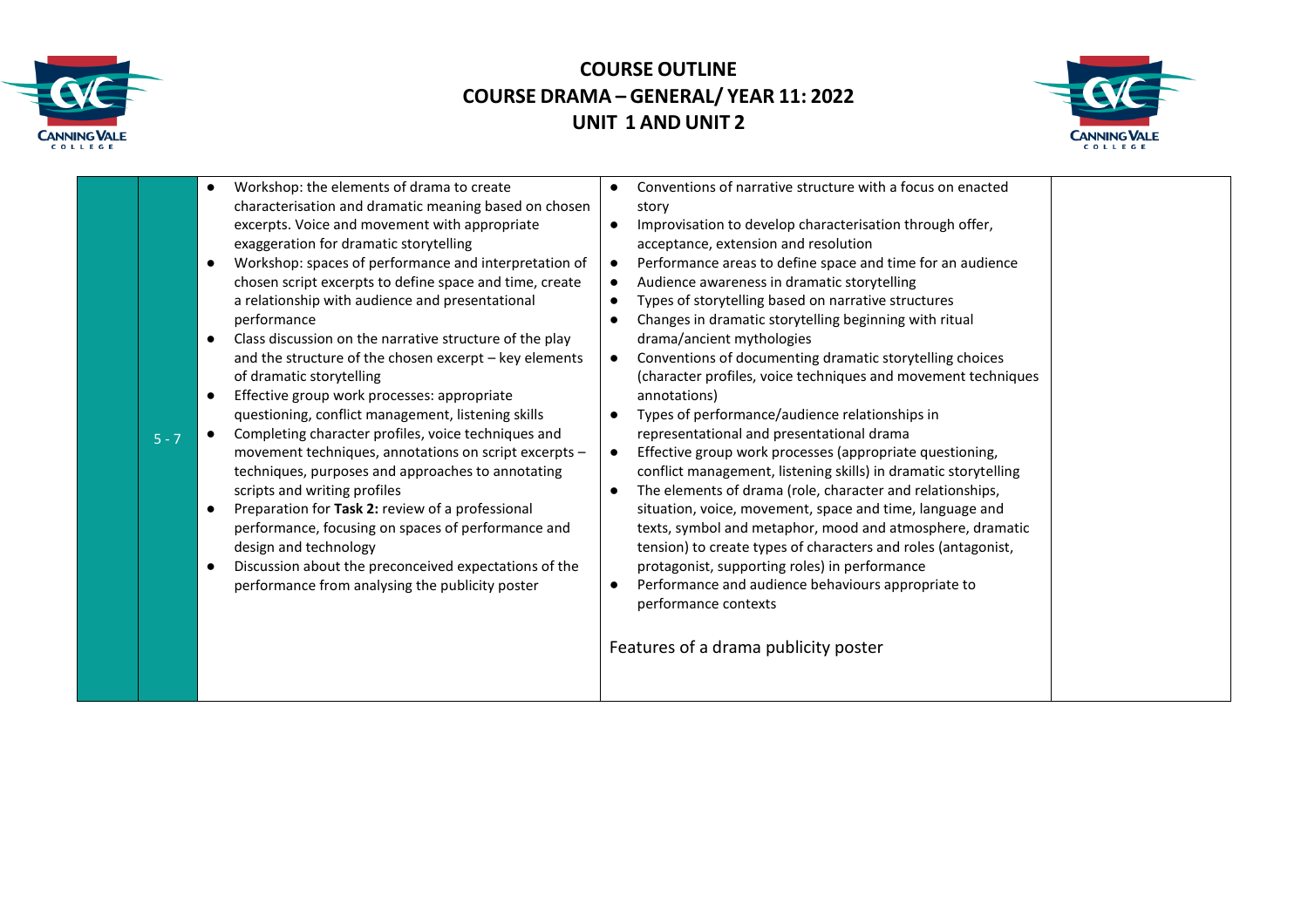# COURSE OUTLINE
## COURSE DRAMA – GENERAL/ YEAR 11: 2022
## UNIT 1 AND UNIT 2

| | | | | |
|---|---|---|---|---|
| | 5 - 7 | <ul><li>Workshop: the elements of drama to create characterisation and dramatic meaning based on chosen excerpts. Voice and movement with appropriate exaggeration for dramatic storytelling</li><li>Workshop: spaces of performance and interpretation of chosen script excerpts to define space and time, create a relationship with audience and presentational performance</li><li>Class discussion on the narrative structure of the play and the structure of the chosen excerpt – key elements of dramatic storytelling</li><li>Effective group work processes: appropriate questioning, conflict management, listening skills</li><li>Completing character profiles, voice techniques and movement techniques, annotations on script excerpts – techniques, purposes and approaches to annotating scripts and writing profiles</li><li>Preparation for **Task 2:** review of a professional performance, focusing on spaces of performance and design and technology</li><li>Discussion about the preconceived expectations of the performance from analysing the publicity poster</li></ul> | <ul><li>Conventions of narrative structure with a focus on enacted story</li><li>Improvisation to develop characterisation through offer, acceptance, extension and resolution</li><li>Performance areas to define space and time for an audience</li><li>Audience awareness in dramatic storytelling</li><li>Types of storytelling based on narrative structures</li><li>Changes in dramatic storytelling beginning with ritual drama/ancient mythologies</li><li>Conventions of documenting dramatic storytelling choices (character profiles, voice techniques and movement techniques annotations)</li><li>Types of performance/audience relationships in representational and presentational drama</li><li>Effective group work processes (appropriate questioning, conflict management, listening skills) in dramatic storytelling</li><li>The elements of drama (role, character and relationships, situation, voice, movement, space and time, language and texts, symbol and metaphor, mood and atmosphere, dramatic tension) to create types of characters and roles (antagonist, protagonist, supporting roles) in performance</li><li>Performance and audience behaviours appropriate to performance contexts</li></ul> Features of a drama publicity poster | |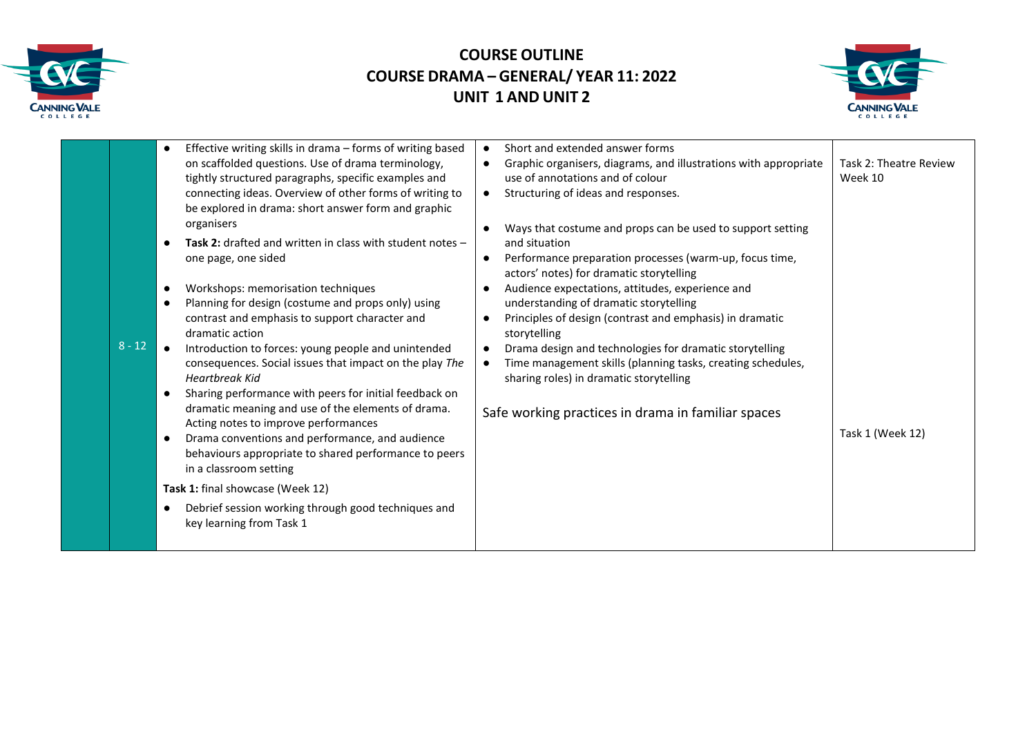# COURSE OUTLINE
# COURSE DRAMA – GENERAL/ YEAR 11: 2022
# UNIT 1 AND UNIT 2

| | | | | |
|---|---|---|---|---|
| | 8 - 12 | • Effective writing skills in drama – forms of writing based on scaffolded questions. Use of drama terminology, tightly structured paragraphs, specific examples and connecting ideas. Overview of other forms of writing to be explored in drama: short answer form and graphic organisers<br>• **Task 2:** drafted and written in class with student notes – one page, one sided<br>• Workshops: memorisation techniques<br>• Planning for design (costume and props only) using contrast and emphasis to support character and dramatic action<br>• Introduction to forces: young people and unintended consequences. Social issues that impact on the play *The Heartbreak Kid*<br>• Sharing performance with peers for initial feedback on dramatic meaning and use of the elements of drama. Acting notes to improve performances<br>• Drama conventions and performance, and audience behaviours appropriate to shared performance to peers in a classroom setting<br>**Task 1:** final showcase (Week 12)<br>• Debrief session working through good techniques and key learning from Task 1 | • Short and extended answer forms<br>• Graphic organisers, diagrams, and illustrations with appropriate use of annotations and of colour<br>• Structuring of ideas and responses.<br>• Ways that costume and props can be used to support setting and situation<br>• Performance preparation processes (warm-up, focus time, actors' notes) for dramatic storytelling<br>• Audience expectations, attitudes, experience and understanding of dramatic storytelling<br>• Principles of design (contrast and emphasis) in dramatic storytelling<br>• Drama design and technologies for dramatic storytelling<br>• Time management skills (planning tasks, creating schedules, sharing roles) in dramatic storytelling<br>Safe working practices in drama in familiar spaces | Task 2: Theatre Review Week 10<br><br>Task 1 (Week 12) |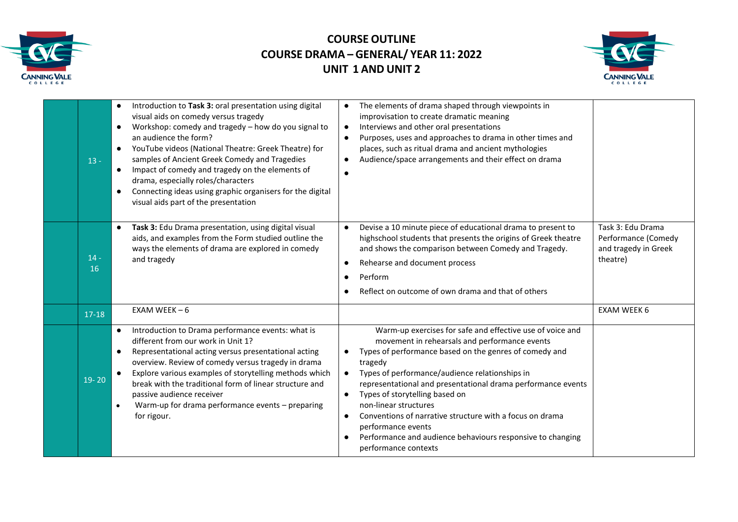# COURSE OUTLINE
## COURSE DRAMA – GENERAL/ YEAR 11: 2022
## UNIT 1 AND UNIT 2

| | | | | |
|---|---|---|---|---|
| | 13 - | • Introduction to **Task 3:** oral presentation using digital visual aids on comedy versus tragedy<br>• Workshop: comedy and tragedy – how do you signal to an audience the form?<br>• YouTube videos (National Theatre: Greek Theatre) for samples of Ancient Greek Comedy and Tragedies<br>• Impact of comedy and tragedy on the elements of drama, especially roles/characters<br>• Connecting ideas using graphic organisers for the digital visual aids part of the presentation | • The elements of drama shaped through viewpoints in improvisation to create dramatic meaning<br>• Interviews and other oral presentations<br>• Purposes, uses and approaches to drama in other times and places, such as ritual drama and ancient mythologies<br>• Audience/space arrangements and their effect on drama<br>• | |
| | 14 - 16 | • **Task 3:** Edu Drama presentation, using digital visual aids, and examples from the Form studied outline the ways the elements of drama are explored in comedy and tragedy | • Devise a 10 minute piece of educational drama to present to highschool students that presents the origins of Greek theatre and shows the comparison between Comedy and Tragedy.<br>• Rehearse and document process<br>• Perform<br>• Reflect on outcome of own drama and that of others | Task 3: Edu Drama Performance (Comedy and tragedy in Greek theatre) |
| | 17-18 | EXAM WEEK – 6 | | EXAM WEEK 6 |
| | 19- 20 | • Introduction to Drama performance events: what is different from our work in Unit 1?<br>• Representational acting versus presentational acting overview. Review of comedy versus tragedy in drama<br>• Explore various examples of storytelling methods which break with the traditional form of linear structure and passive audience receiver<br>• Warm-up for drama performance events – preparing for rigour. | Warm-up exercises for safe and effective use of voice and movement in rehearsals and performance events<br>• Types of performance based on the genres of comedy and tragedy<br>• Types of performance/audience relationships in representational and presentational drama performance events<br>• Types of storytelling based on non-linear structures<br>• Conventions of narrative structure with a focus on drama performance events<br>• Performance and audience behaviours responsive to changing performance contexts | |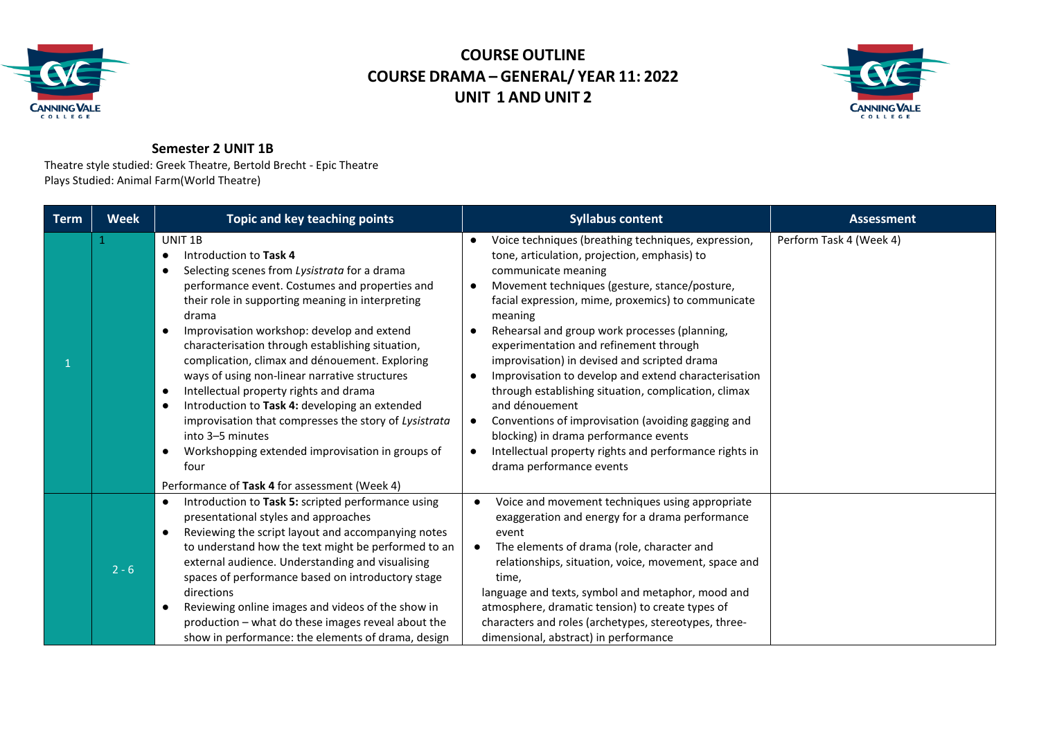# COURSE OUTLINE
# COURSE DRAMA – GENERAL/ YEAR 11: 2022
# UNIT 1 AND UNIT 2

**Semester 2 UNIT 1B**

Theatre style studied: Greek Theatre, Bertold Brecht - Epic Theatre
Plays Studied: Animal Farm(World Theatre)

| Term | Week | Topic and key teaching points | Syllabus content | Assessment |
|---|---|---|---|---|
| 1 | 1 | UNIT 1B<br>● Introduction to **Task 4**<br>● Selecting scenes from *Lysistrata* for a drama performance event. Costumes and properties and their role in supporting meaning in interpreting drama<br>● Improvisation workshop: develop and extend characterisation through establishing situation, complication, climax and dénouement. Exploring ways of using non-linear narrative structures<br>● Intellectual property rights and drama<br>● Introduction to **Task 4:** developing an extended improvisation that compresses the story of *Lysistrata* into 3–5 minutes<br>● Workshopping extended improvisation in groups of four<br><br>Performance of **Task 4** for assessment (Week 4) | ● Voice techniques (breathing techniques, expression, tone, articulation, projection, emphasis) to communicate meaning<br>● Movement techniques (gesture, stance/posture, facial expression, mime, proxemics) to communicate meaning<br>● Rehearsal and group work processes (planning, experimentation and refinement through improvisation) in devised and scripted drama<br>● Improvisation to develop and extend characterisation through establishing situation, complication, climax and dénouement<br>● Conventions of improvisation (avoiding gagging and blocking) in drama performance events<br>● Intellectual property rights and performance rights in drama performance events | Perform Task 4 (Week 4) |
| | 2 - 6 | ● Introduction to **Task 5:** scripted performance using presentational styles and approaches<br>● Reviewing the script layout and accompanying notes to understand how the text might be performed to an external audience. Understanding and visualising spaces of performance based on introductory stage directions<br>● Reviewing online images and videos of the show in production – what do these images reveal about the show in performance: the elements of drama, design | ● Voice and movement techniques using appropriate exaggeration and energy for a drama performance event<br>● The elements of drama (role, character and relationships, situation, voice, movement, space and time,<br>language and texts, symbol and metaphor, mood and atmosphere, dramatic tension) to create types of characters and roles (archetypes, stereotypes, three-dimensional, abstract) in performance | |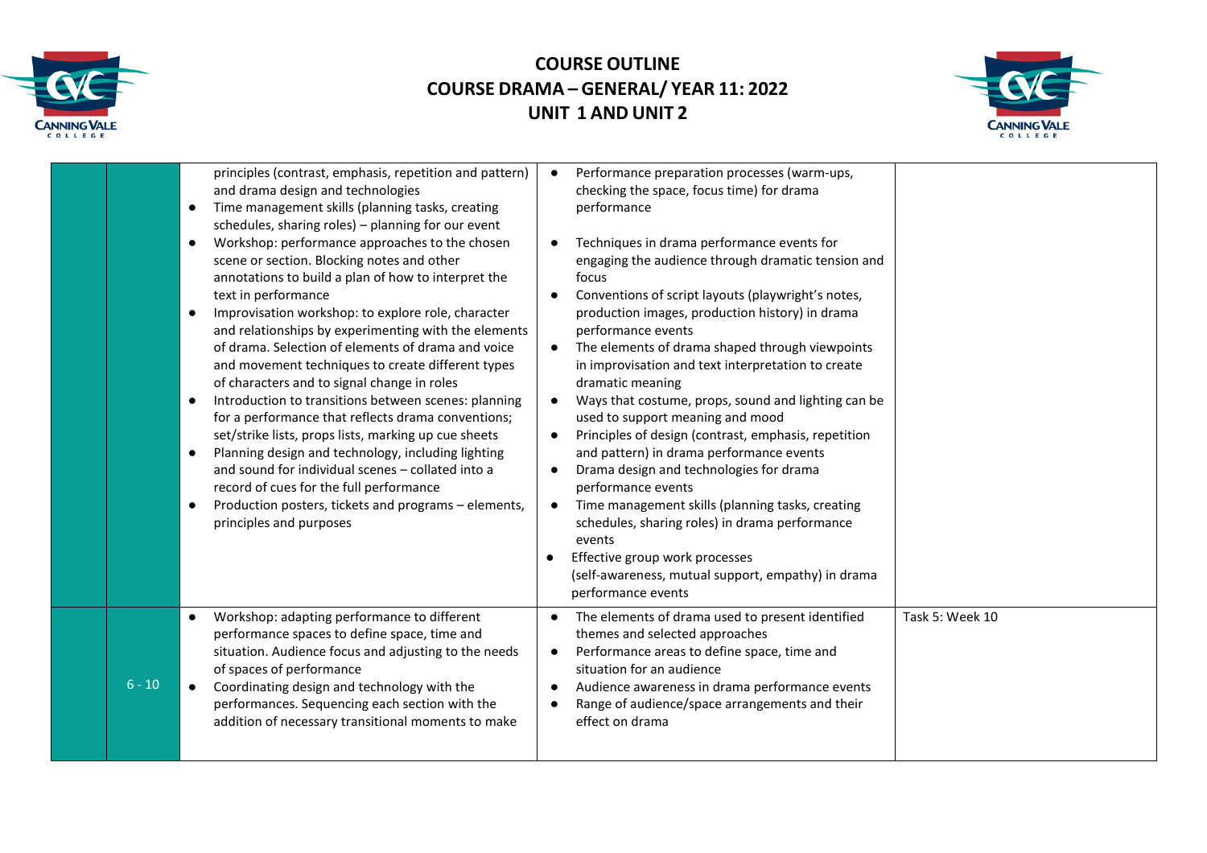# COURSE OUTLINE
# COURSE DRAMA – GENERAL/ YEAR 11: 2022
# UNIT 1 AND UNIT 2

| | | | | |
|---|---|---|---|---|
| | | principles (contrast, emphasis, repetition and pattern) and drama design and technologies<br>• Time management skills (planning tasks, creating schedules, sharing roles) – planning for our event<br>• Workshop: performance approaches to the chosen scene or section. Blocking notes and other annotations to build a plan of how to interpret the text in performance<br>• Improvisation workshop: to explore role, character and relationships by experimenting with the elements of drama. Selection of elements of drama and voice and movement techniques to create different types of characters and to signal change in roles<br>• Introduction to transitions between scenes: planning for a performance that reflects drama conventions; set/strike lists, props lists, marking up cue sheets<br>• Planning design and technology, including lighting and sound for individual scenes – collated into a record of cues for the full performance<br>• Production posters, tickets and programs – elements, principles and purposes | • Performance preparation processes (warm-ups, checking the space, focus time) for drama performance<br>• Techniques in drama performance events for engaging the audience through dramatic tension and focus<br>• Conventions of script layouts (playwright's notes, production images, production history) in drama performance events<br>• The elements of drama shaped through viewpoints in improvisation and text interpretation to create dramatic meaning<br>• Ways that costume, props, sound and lighting can be used to support meaning and mood<br>• Principles of design (contrast, emphasis, repetition and pattern) in drama performance events<br>• Drama design and technologies for drama performance events<br>• Time management skills (planning tasks, creating schedules, sharing roles) in drama performance events<br>• Effective group work processes (self-awareness, mutual support, empathy) in drama performance events | |
| | 6 - 10 | • Workshop: adapting performance to different performance spaces to define space, time and situation. Audience focus and adjusting to the needs of spaces of performance<br>• Coordinating design and technology with the performances. Sequencing each section with the addition of necessary transitional moments to make | • The elements of drama used to present identified themes and selected approaches<br>• Performance areas to define space, time and situation for an audience<br>• Audience awareness in drama performance events<br>• Range of audience/space arrangements and their effect on drama | Task 5: Week 10 |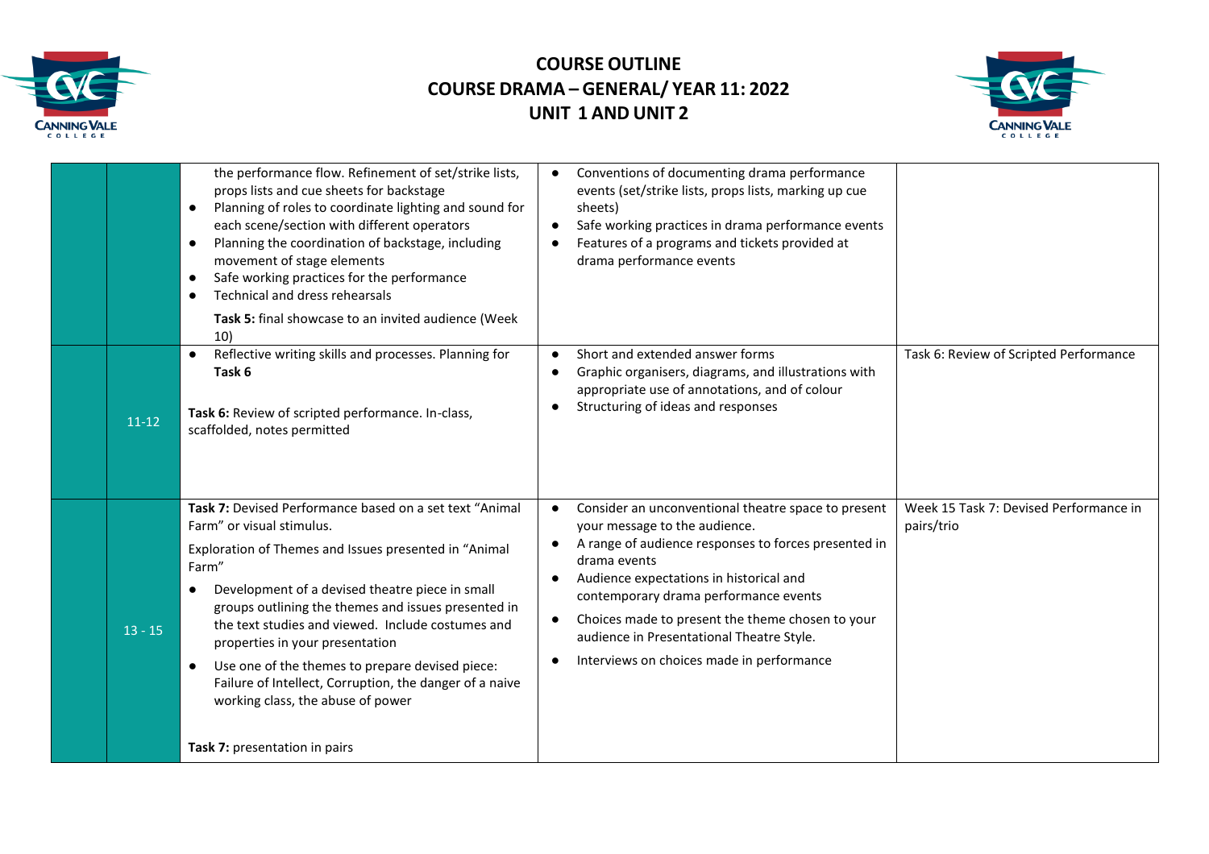# COURSE OUTLINE
# COURSE DRAMA – GENERAL/ YEAR 11: 2022
# UNIT 1 AND UNIT 2

| | | | | |
|---|---|---|---|---|
| | | the performance flow. Refinement of set/strike lists, props lists and cue sheets for backstage<br>● Planning of roles to coordinate lighting and sound for each scene/section with different operators<br>● Planning the coordination of backstage, including movement of stage elements<br>● Safe working practices for the performance<br>● Technical and dress rehearsals<br>**Task 5:** final showcase to an invited audience (Week 10) | ● Conventions of documenting drama performance events (set/strike lists, props lists, marking up cue sheets)<br>● Safe working practices in drama performance events<br>● Features of a programs and tickets provided at drama performance events | |
| | 11-12 | ● Reflective writing skills and processes. Planning for **Task 6**<br>**Task 6:** Review of scripted performance. In-class, scaffolded, notes permitted | ● Short and extended answer forms<br>● Graphic organisers, diagrams, and illustrations with appropriate use of annotations, and of colour<br>● Structuring of ideas and responses | Task 6: Review of Scripted Performance |
| | 13 - 15 | **Task 7:** Devised Performance based on a set text "Animal Farm" or visual stimulus.<br>Exploration of Themes and Issues presented in "Animal Farm"<br>● Development of a devised theatre piece in small groups outlining the themes and issues presented in the text studies and viewed. Include costumes and properties in your presentation<br>● Use one of the themes to prepare devised piece: Failure of Intellect, Corruption, the danger of a naive working class, the abuse of power<br>**Task 7:** presentation in pairs | ● Consider an unconventional theatre space to present your message to the audience.<br>● A range of audience responses to forces presented in drama events<br>● Audience expectations in historical and contemporary drama performance events<br>● Choices made to present the theme chosen to your audience in Presentational Theatre Style.<br>● Interviews on choices made in performance | Week 15 Task 7: Devised Performance in pairs/trio |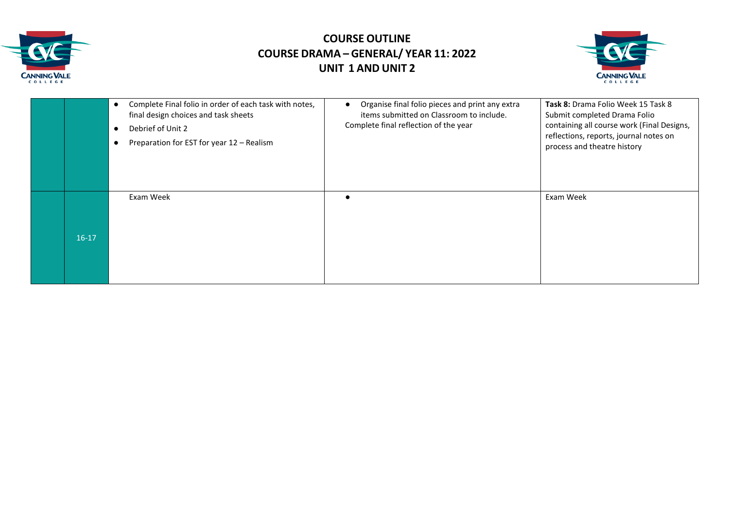# COURSE OUTLINE
# COURSE DRAMA – GENERAL/ YEAR 11: 2022
# UNIT 1 AND UNIT 2

| | | | | |
|---|---|---|---|---|
| | | • Complete Final folio in order of each task with notes, final design choices and task sheets<br>• Debrief of Unit 2<br>• Preparation for EST for year 12 – Realism | • Organise final folio pieces and print any extra items submitted on Classroom to include.<br>Complete final reflection of the year | **Task 8:** Drama Folio Week 15 Task 8 Submit completed Drama Folio containing all course work (Final Designs, reflections, reports, journal notes on process and theatre history |
| | 16-17 | Exam Week | • | Exam Week |